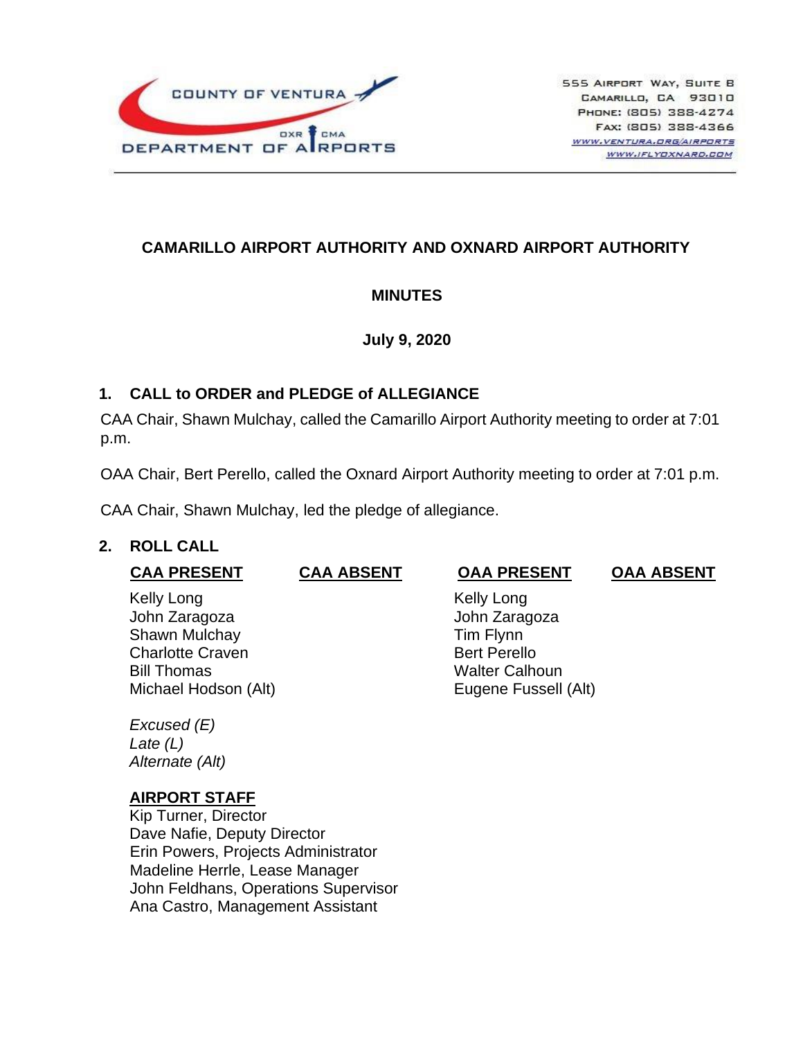COUNTY OF VENTURA
DEPARTMENT OF AIRPORTS
OXR CMA

555 Airport Way, Suite B
Camarillo, CA 93010
Phone: (805) 388-4274
Fax: (805) 388-4366
www.ventura.org/airports
www.iflyoxnard.com

# CAMARILLO AIRPORT AUTHORITY AND OXNARD AIRPORT AUTHORITY

## MINUTES

**July 9, 2020**

## 1. CALL to ORDER and PLEDGE of ALLEGIANCE

CAA Chair, Shawn Mulchay, called the Camarillo Airport Authority meeting to order at 7:01 p.m.

OAA Chair, Bert Perello, called the Oxnard Airport Authority meeting to order at 7:01 p.m.

CAA Chair, Shawn Mulchay, led the pledge of allegiance.

## 2. ROLL CALL

| CAA PRESENT | CAA ABSENT | OAA PRESENT | OAA ABSENT |
|---|---|---|---|
| Kelly Long | | Kelly Long | |
| John Zaragoza | | John Zaragoza | |
| Shawn Mulchay | | Tim Flynn | |
| Charlotte Craven | | Bert Perello | |
| Bill Thomas | | Walter Calhoun | |
| Michael Hodson (Alt) | | Eugene Fussell (Alt) | |

*Excused (E)*
*Late (L)*
*Alternate (Alt)*

**AIRPORT STAFF**

Kip Turner, Director
Dave Nafie, Deputy Director
Erin Powers, Projects Administrator
Madeline Herrle, Lease Manager
John Feldhans, Operations Supervisor
Ana Castro, Management Assistant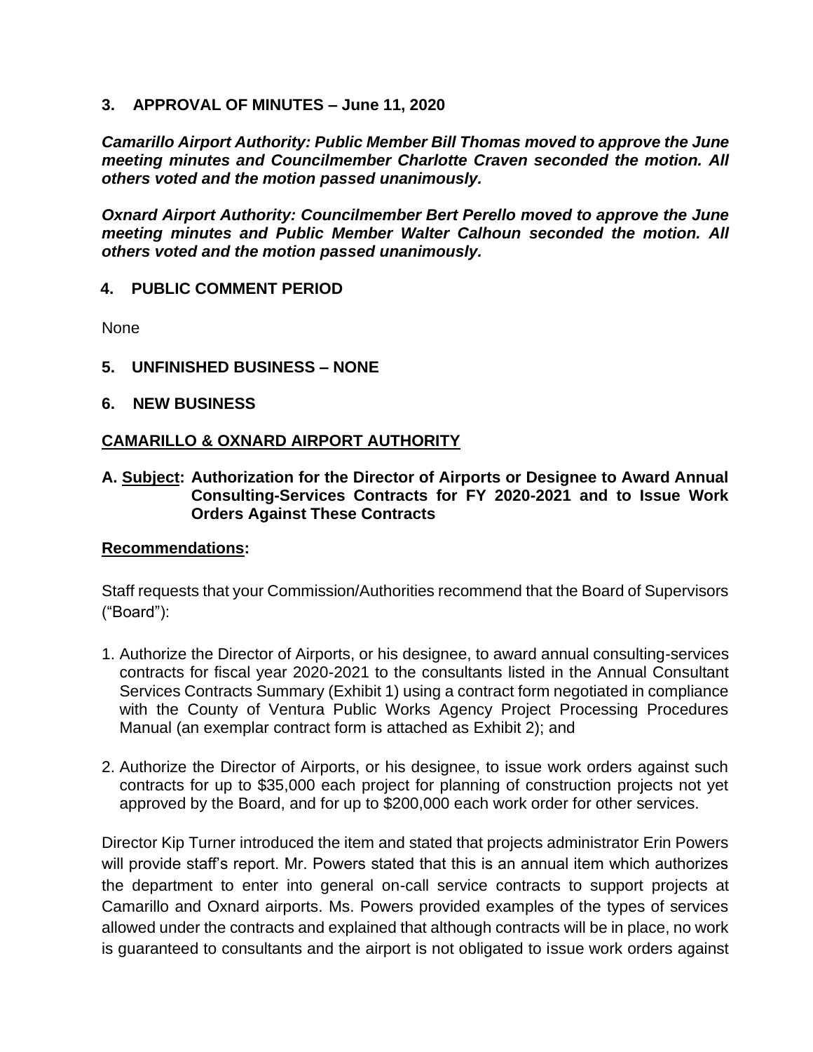## 3. APPROVAL OF MINUTES – June 11, 2020

***Camarillo Airport Authority: Public Member Bill Thomas moved to approve the June meeting minutes and Councilmember Charlotte Craven seconded the motion. All others voted and the motion passed unanimously.***

***Oxnard Airport Authority: Councilmember Bert Perello moved to approve the June meeting minutes and Public Member Walter Calhoun seconded the motion. All others voted and the motion passed unanimously.***

## 4. PUBLIC COMMENT PERIOD

None

## 5. UNFINISHED BUSINESS – NONE

## 6. NEW BUSINESS

### CAMARILLO & OXNARD AIRPORT AUTHORITY

**A. Subject: Authorization for the Director of Airports or Designee to Award Annual Consulting-Services Contracts for FY 2020-2021 and to Issue Work Orders Against These Contracts**

**Recommendations:**

Staff requests that your Commission/Authorities recommend that the Board of Supervisors ("Board"):

1. Authorize the Director of Airports, or his designee, to award annual consulting-services contracts for fiscal year 2020-2021 to the consultants listed in the Annual Consultant Services Contracts Summary (Exhibit 1) using a contract form negotiated in compliance with the County of Ventura Public Works Agency Project Processing Procedures Manual (an exemplar contract form is attached as Exhibit 2); and

2. Authorize the Director of Airports, or his designee, to issue work orders against such contracts for up to $35,000 each project for planning of construction projects not yet approved by the Board, and for up to $200,000 each work order for other services.

Director Kip Turner introduced the item and stated that projects administrator Erin Powers will provide staff's report. Mr. Powers stated that this is an annual item which authorizes the department to enter into general on-call service contracts to support projects at Camarillo and Oxnard airports. Ms. Powers provided examples of the types of services allowed under the contracts and explained that although contracts will be in place, no work is guaranteed to consultants and the airport is not obligated to issue work orders against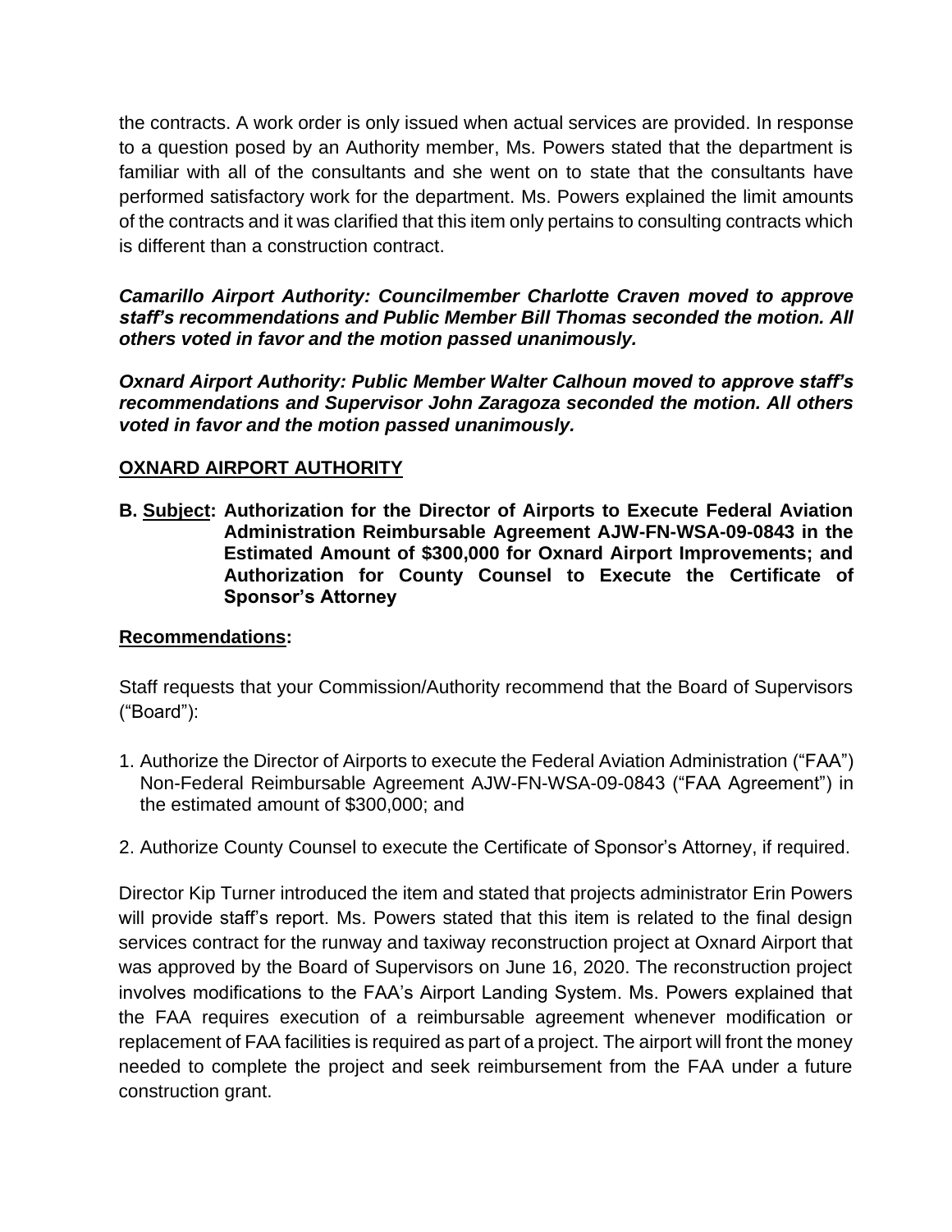the contracts. A work order is only issued when actual services are provided. In response to a question posed by an Authority member, Ms. Powers stated that the department is familiar with all of the consultants and she went on to state that the consultants have performed satisfactory work for the department. Ms. Powers explained the limit amounts of the contracts and it was clarified that this item only pertains to consulting contracts which is different than a construction contract.

***Camarillo Airport Authority: Councilmember Charlotte Craven moved to approve staff's recommendations and Public Member Bill Thomas seconded the motion. All others voted in favor and the motion passed unanimously.***

***Oxnard Airport Authority: Public Member Walter Calhoun moved to approve staff's recommendations and Supervisor John Zaragoza seconded the motion. All others voted in favor and the motion passed unanimously.***

**<u>OXNARD AIRPORT AUTHORITY</u>**

**B. <u>Subject</u>: Authorization for the Director of Airports to Execute Federal Aviation Administration Reimbursable Agreement AJW-FN-WSA-09-0843 in the Estimated Amount of $300,000 for Oxnard Airport Improvements; and Authorization for County Counsel to Execute the Certificate of Sponsor's Attorney**

**<u>Recommendations</u>:**

Staff requests that your Commission/Authority recommend that the Board of Supervisors ("Board"):

1. Authorize the Director of Airports to execute the Federal Aviation Administration ("FAA") Non-Federal Reimbursable Agreement AJW-FN-WSA-09-0843 ("FAA Agreement") in the estimated amount of $300,000; and

2. Authorize County Counsel to execute the Certificate of Sponsor's Attorney, if required.

Director Kip Turner introduced the item and stated that projects administrator Erin Powers will provide staff's report. Ms. Powers stated that this item is related to the final design services contract for the runway and taxiway reconstruction project at Oxnard Airport that was approved by the Board of Supervisors on June 16, 2020. The reconstruction project involves modifications to the FAA's Airport Landing System. Ms. Powers explained that the FAA requires execution of a reimbursable agreement whenever modification or replacement of FAA facilities is required as part of a project. The airport will front the money needed to complete the project and seek reimbursement from the FAA under a future construction grant.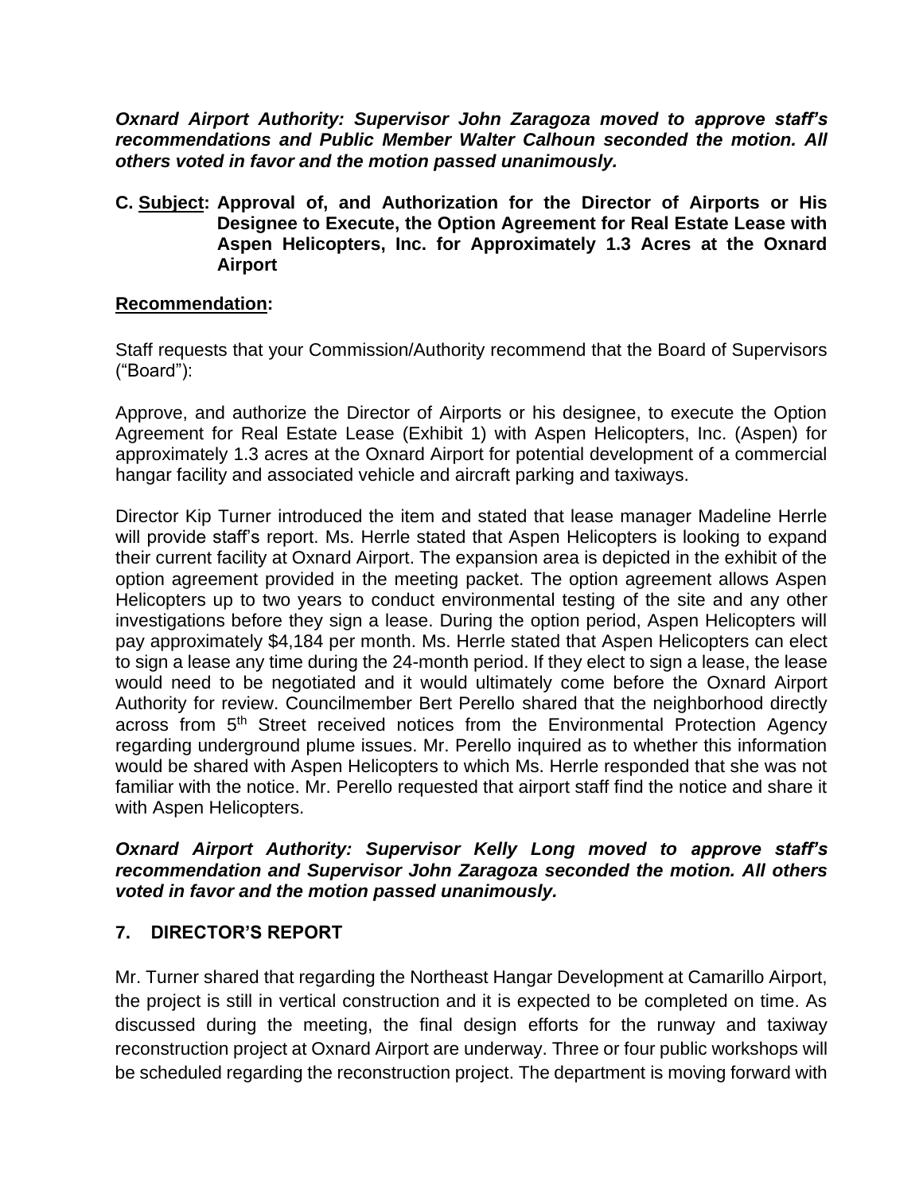***Oxnard Airport Authority: Supervisor John Zaragoza moved to approve staff's recommendations and Public Member Walter Calhoun seconded the motion. All others voted in favor and the motion passed unanimously.***

**C. <u>Subject</u>: Approval of, and Authorization for the Director of Airports or His Designee to Execute, the Option Agreement for Real Estate Lease with Aspen Helicopters, Inc. for Approximately 1.3 Acres at the Oxnard Airport**

**<u>Recommendation</u>:**

Staff requests that your Commission/Authority recommend that the Board of Supervisors ("Board"):

Approve, and authorize the Director of Airports or his designee, to execute the Option Agreement for Real Estate Lease (Exhibit 1) with Aspen Helicopters, Inc. (Aspen) for approximately 1.3 acres at the Oxnard Airport for potential development of a commercial hangar facility and associated vehicle and aircraft parking and taxiways.

Director Kip Turner introduced the item and stated that lease manager Madeline Herrle will provide staff's report. Ms. Herrle stated that Aspen Helicopters is looking to expand their current facility at Oxnard Airport. The expansion area is depicted in the exhibit of the option agreement provided in the meeting packet. The option agreement allows Aspen Helicopters up to two years to conduct environmental testing of the site and any other investigations before they sign a lease. During the option period, Aspen Helicopters will pay approximately $4,184 per month. Ms. Herrle stated that Aspen Helicopters can elect to sign a lease any time during the 24-month period. If they elect to sign a lease, the lease would need to be negotiated and it would ultimately come before the Oxnard Airport Authority for review. Councilmember Bert Perello shared that the neighborhood directly across from 5th Street received notices from the Environmental Protection Agency regarding underground plume issues. Mr. Perello inquired as to whether this information would be shared with Aspen Helicopters to which Ms. Herrle responded that she was not familiar with the notice. Mr. Perello requested that airport staff find the notice and share it with Aspen Helicopters.

***Oxnard Airport Authority: Supervisor Kelly Long moved to approve staff's recommendation and Supervisor John Zaragoza seconded the motion. All others voted in favor and the motion passed unanimously.***

## 7. DIRECTOR'S REPORT

Mr. Turner shared that regarding the Northeast Hangar Development at Camarillo Airport, the project is still in vertical construction and it is expected to be completed on time. As discussed during the meeting, the final design efforts for the runway and taxiway reconstruction project at Oxnard Airport are underway. Three or four public workshops will be scheduled regarding the reconstruction project. The department is moving forward with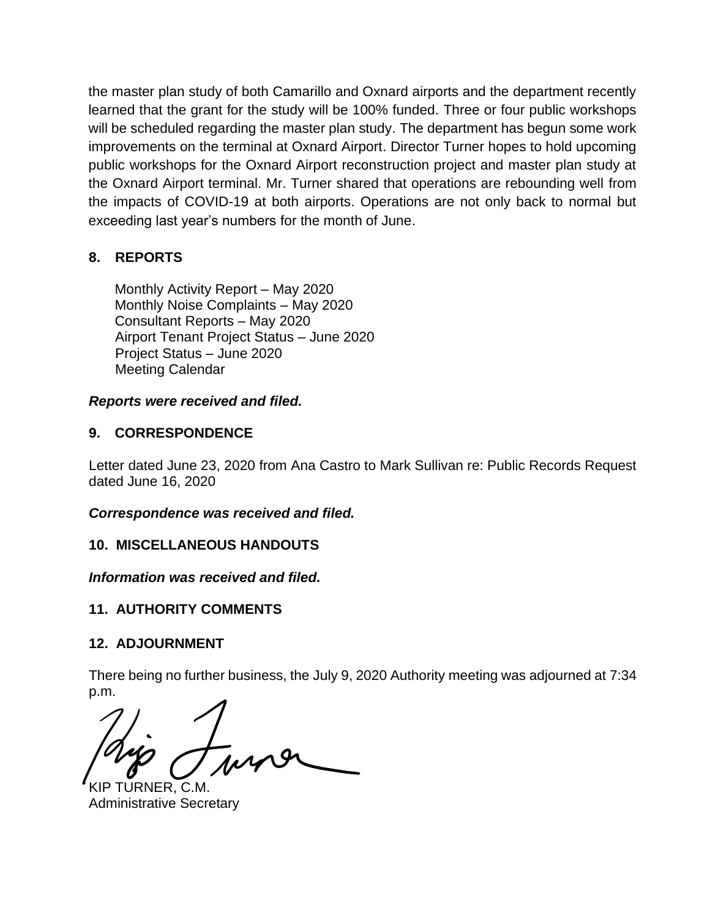the master plan study of both Camarillo and Oxnard airports and the department recently learned that the grant for the study will be 100% funded. Three or four public workshops will be scheduled regarding the master plan study. The department has begun some work improvements on the terminal at Oxnard Airport. Director Turner hopes to hold upcoming public workshops for the Oxnard Airport reconstruction project and master plan study at the Oxnard Airport terminal. Mr. Turner shared that operations are rebounding well from the impacts of COVID-19 at both airports. Operations are not only back to normal but exceeding last year's numbers for the month of June.

## 8. REPORTS

Monthly Activity Report – May 2020
Monthly Noise Complaints – May 2020
Consultant Reports – May 2020
Airport Tenant Project Status – June 2020
Project Status – June 2020
Meeting Calendar

***Reports were received and filed.***

## 9. CORRESPONDENCE

Letter dated June 23, 2020 from Ana Castro to Mark Sullivan re: Public Records Request dated June 16, 2020

***Correspondence was received and filed.***

## 10. MISCELLANEOUS HANDOUTS

***Information was received and filed.***

## 11. AUTHORITY COMMENTS

## 12. ADJOURNMENT

There being no further business, the July 9, 2020 Authority meeting was adjourned at 7:34 p.m.

KIP TURNER, C.M.
Administrative Secretary